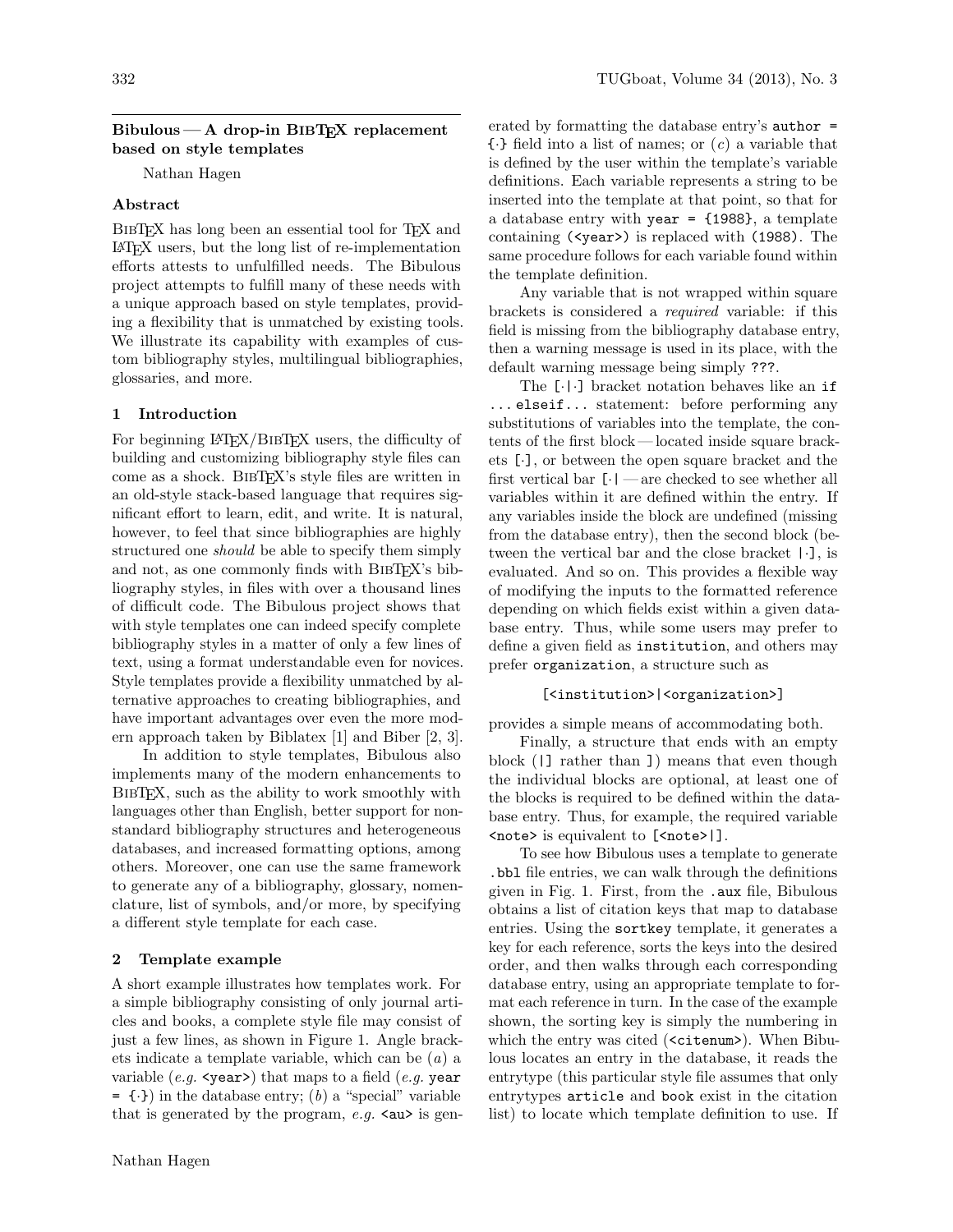## Bibulous — A drop-in BibTeX replacement based on style templates

Nathan Hagen

### Abstract

BibTeX has long been an essential tool for TeX and LaTeX users, but the long list of re-implementation efforts attests to unfulfilled needs. The Bibulous project attempts to fulfill many of these needs with a unique approach based on style templates, providing a flexibility that is unmatched by existing tools. We illustrate its capability with examples of custom bibliography styles, multilingual bibliographies, glossaries, and more.

### 1 Introduction

For beginning LaTeX/BibTeX users, the difficulty of building and customizing bibliography style files can come as a shock. BibTeX's style files are written in an old-style stack-based language that requires significant effort to learn, edit, and write. It is natural, however, to feel that since bibliographies are highly structured one *should* be able to specify them simply and not, as one commonly finds with BibTeX's bibliography styles, in files with over a thousand lines of difficult code. The Bibulous project shows that with style templates one can indeed specify complete bibliography styles in a matter of only a few lines of text, using a format understandable even for novices. Style templates provide a flexibility unmatched by alternative approaches to creating bibliographies, and have important advantages over even the more modern approach taken by Biblatex [1] and Biber [2, 3].

In addition to style templates, Bibulous also implements many of the modern enhancements to BibTeX, such as the ability to work smoothly with languages other than English, better support for nonstandard bibliography structures and heterogeneous databases, and increased formatting options, among others. Moreover, one can use the same framework to generate any of a bibliography, glossary, nomenclature, list of symbols, and/or more, by specifying a different style template for each case.

### 2 Template example

A short example illustrates how templates work. For a simple bibliography consisting of only journal articles and books, a complete style file may consist of just a few lines, as shown in Figure 1. Angle brackets indicate a template variable, which can be (*a*) a variable (*e.g.* `<year>`) that maps to a field (*e.g.* `year = {·}`) in the database entry; (*b*) a "special" variable that is generated by the program, *e.g.* `<au>` is generated by formatting the database entry's `author = {·}` field into a list of names; or (*c*) a variable that is defined by the user within the template's variable definitions. Each variable represents a string to be inserted into the template at that point, so that for a database entry with `year = {1988}`, a template containing `(<year>)` is replaced with `(1988)`. The same procedure follows for each variable found within the template definition.

Any variable that is not wrapped within square brackets is considered a *required* variable: if this field is missing from the bibliography database entry, then a warning message is used in its place, with the default warning message being simply `???`.

The `[·|·]` bracket notation behaves like an `if ... elseif...` statement: before performing any substitutions of variables into the template, the contents of the first block — located inside square brackets `[·]`, or between the open square bracket and the first vertical bar `[·|` — are checked to see whether all variables within it are defined within the entry. If any variables inside the block are undefined (missing from the database entry), then the second block (between the vertical bar and the close bracket `|·]`, is evaluated. And so on. This provides a flexible way of modifying the inputs to the formatted reference depending on which fields exist within a given database entry. Thus, while some users may prefer to define a given field as `institution`, and others may prefer `organization`, a structure such as

```
[<institution>|<organization>]
```

provides a simple means of accommodating both.

Finally, a structure that ends with an empty block (`|]` rather than `]`) means that even though the individual blocks are optional, at least one of the blocks is required to be defined within the database entry. Thus, for example, the required variable `<note>` is equivalent to `[<note>|]`.

To see how Bibulous uses a template to generate `.bbl` file entries, we can walk through the definitions given in Fig. 1. First, from the `.aux` file, Bibulous obtains a list of citation keys that map to database entries. Using the `sortkey` template, it generates a key for each reference, sorts the keys into the desired order, and then walks through each corresponding database entry, using an appropriate template to format each reference in turn. In the case of the example shown, the sorting key is simply the numbering in which the entry was cited (`<citenum>`). When Bibulous locates an entry in the database, it reads the entrytype (this particular style file assumes that only entrytypes `article` and `book` exist in the citation list) to locate which template definition to use. If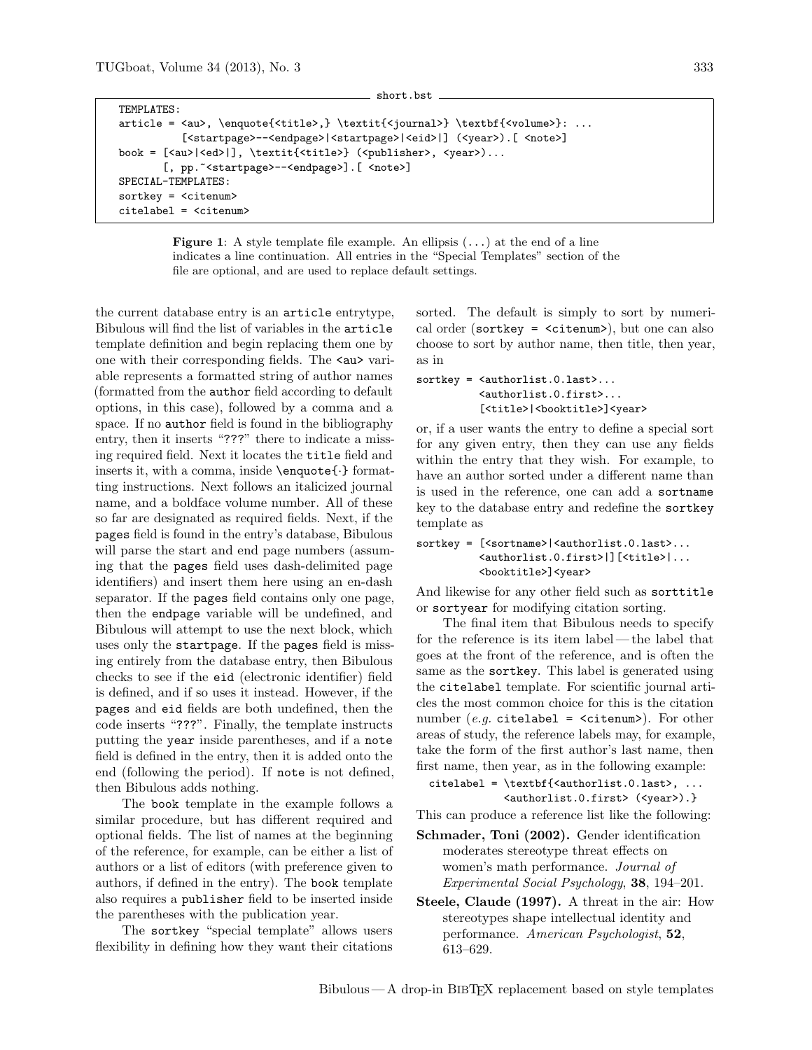short.bst

```
TEMPLATES:
article = <au>, \enquote{<title>,} \textit{<journal>} \textbf{<volume>}: ...
          [<startpage>--<endpage>|<startpage>|<eid>|] (<year>).[ <note>]
book = [<au>|<ed>|], \textit{<title>} (<publisher>, <year>)...
       [, pp.~<startpage>--<endpage>].[ <note>]
SPECIAL-TEMPLATES:
sortkey = <citenum>
citelabel = <citenum>
```

**Figure 1**: A style template file example. An ellipsis (...) at the end of a line indicates a line continuation. All entries in the "Special Templates" section of the file are optional, and are used to replace default settings.

the current database entry is an `article` entrytype, Bibulous will find the list of variables in the `article` template definition and begin replacing them one by one with their corresponding fields. The `<au>` variable represents a formatted string of author names (formatted from the `author` field according to default options, in this case), followed by a comma and a space. If no `author` field is found in the bibliography entry, then it inserts "`???`" there to indicate a missing required field. Next it locates the `title` field and inserts it, with a comma, inside `\enquote{·}` formatting instructions. Next follows an italicized journal name, and a boldface volume number. All of these so far are designated as required fields. Next, if the `pages` field is found in the entry's database, Bibulous will parse the start and end page numbers (assuming that the `pages` field uses dash-delimited page identifiers) and insert them here using an en-dash separator. If the `pages` field contains only one page, then the `endpage` variable will be undefined, and Bibulous will attempt to use the next block, which uses only the `startpage`. If the `pages` field is missing entirely from the database entry, then Bibulous checks to see if the `eid` (electronic identifier) field is defined, and if so uses it instead. However, if the `pages` and `eid` fields are both undefined, then the code inserts "`???`". Finally, the template instructs putting the `year` inside parentheses, and if a `note` field is defined in the entry, then it is added onto the end (following the period). If `note` is not defined, then Bibulous adds nothing.

The `book` template in the example follows a similar procedure, but has different required and optional fields. The list of names at the beginning of the reference, for example, can be either a list of authors or a list of editors (with preference given to authors, if defined in the entry). The `book` template also requires a `publisher` field to be inserted inside the parentheses with the publication year.

The `sortkey` "special template" allows users flexibility in defining how they want their citations sorted. The default is simply to sort by numerical order (`sortkey = <citenum>`), but one can also choose to sort by author name, then title, then year, as in

```
sortkey = <authorlist.0.last>...
          <authorlist.0.first>...
          [<title>|<booktitle>]<year>
```

or, if a user wants the entry to define a special sort for any given entry, then they can use any fields within the entry that they wish. For example, to have an author sorted under a different name than is used in the reference, one can add a `sortname` key to the database entry and redefine the `sortkey` template as

```
sortkey = [<sortname>|<authorlist.0.last>...
          <authorlist.0.first>|][<title>|...
          <booktitle>]<year>
```

And likewise for any other field such as `sorttitle` or `sortyear` for modifying citation sorting.

The final item that Bibulous needs to specify for the reference is its item label—the label that goes at the front of the reference, and is often the same as the `sortkey`. This label is generated using the `citelabel` template. For scientific journal articles the most common choice for this is the citation number (*e.g.* `citelabel = <citenum>`). For other areas of study, the reference labels may, for example, take the form of the first author's last name, then first name, then year, as in the following example:

```
citelabel = \textbf{<authorlist.0.last>, ...
            <authorlist.0.first> (<year>).}
```

This can produce a reference list like the following:

**Schmader, Toni (2002).** Gender identification moderates stereotype threat effects on women's math performance. *Journal of Experimental Social Psychology*, **38**, 194–201.

**Steele, Claude (1997).** A threat in the air: How stereotypes shape intellectual identity and performance. *American Psychologist*, **52**, 613–629.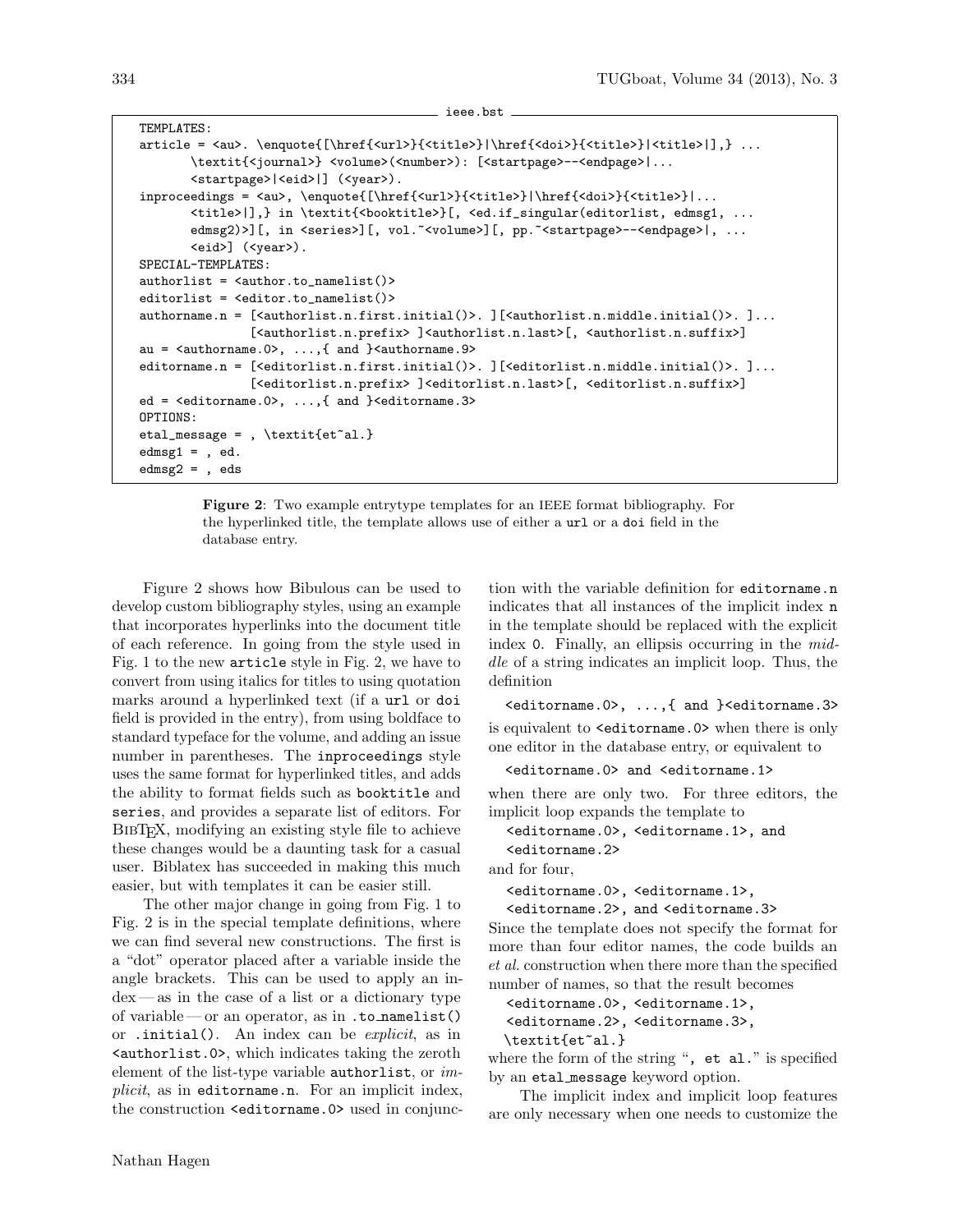```
ieee.bst
TEMPLATES:
article = <au>. \enquote{[\href{<url>}{<title>}|\href{<doi>}{<title>}|<title>|],} ...
       \textit{<journal>} <volume>(<number>): [<startpage>--<endpage>|...
       <startpage>|<eid>|] (<year>).
inproceedings = <au>, \enquote{[\href{<url>}{<title>}|\href{<doi>}{<title>}|...
       <title>|],} in \textit{<booktitle>}[, <ed.if_singular(editorlist, edmsg1, ...
       edmsg2)>][, in <series>][, vol.~<volume>][, pp.~<startpage>--<endpage>|, ...
       <eid>] (<year>).
SPECIAL-TEMPLATES:
authorlist = <author.to_namelist()>
editorlist = <editor.to_namelist()>
authorname.n = [<authorlist.n.first.initial()>. ][<authorlist.n.middle.initial()>. ]...
               [<authorlist.n.prefix> ]<authorlist.n.last>[, <authorlist.n.suffix>]
au = <authorname.0>, ...,{ and }<authorname.9>
editorname.n = [<editorlist.n.first.initial()>. ][<editorlist.n.middle.initial()>. ]...
               [<editorlist.n.prefix> ]<editorlist.n.last>[, <editorlist.n.suffix>]
ed = <editorname.0>, ...,{ and }<editorname.3>
OPTIONS:
etal_message = , \textit{et~al.}
edmsg1 = , ed.
edmsg2 = , eds
```

**Figure 2**: Two example entrytype templates for an IEEE format bibliography. For the hyperlinked title, the template allows use of either a `url` or a `doi` field in the database entry.

Figure 2 shows how Bibulous can be used to develop custom bibliography styles, using an example that incorporates hyperlinks into the document title of each reference. In going from the style used in Fig. 1 to the new `article` style in Fig. 2, we have to convert from using italics for titles to using quotation marks around a hyperlinked text (if a `url` or `doi` field is provided in the entry), from using boldface to standard typeface for the volume, and adding an issue number in parentheses. The `inproceedings` style uses the same format for hyperlinked titles, and adds the ability to format fields such as `booktitle` and `series`, and provides a separate list of editors. For BibTeX, modifying an existing style file to achieve these changes would be a daunting task for a casual user. Biblatex has succeeded in making this much easier, but with templates it can be easier still.

The other major change in going from Fig. 1 to Fig. 2 is in the special template definitions, where we can find several new constructions. The first is a "dot" operator placed after a variable inside the angle brackets. This can be used to apply an index — as in the case of a list or a dictionary type of variable — or an operator, as in `.to_namelist()` or `.initial()`. An index can be *explicit*, as in `<authorlist.0>`, which indicates taking the zeroth element of the list-type variable `authorlist`, or *implicit*, as in `editorname.n`. For an implicit index, the construction `<editorname.0>` used in conjunction with the variable definition for `editorname.n` indicates that all instances of the implicit index `n` in the template should be replaced with the explicit index `0`. Finally, an ellipsis occurring in the *middle* of a string indicates an implicit loop. Thus, the definition

```
<editorname.0>, ...,{ and }<editorname.3>
```

is equivalent to `<editorname.0>` when there is only one editor in the database entry, or equivalent to

```
<editorname.0> and <editorname.1>
```

when there are only two. For three editors, the implicit loop expands the template to

```
<editorname.0>, <editorname.1>, and
<editorname.2>
```

and for four,

```
<editorname.0>, <editorname.1>,
<editorname.2>, and <editorname.3>
```

Since the template does not specify the format for more than four editor names, the code builds an *et al.* construction when there more than the specified number of names, so that the result becomes

```
<editorname.0>, <editorname.1>,
<editorname.2>, <editorname.3>,
\textit{et~al.}
```

where the form of the string "`, et al.`" is specified by an `etal_message` keyword option.

The implicit index and implicit loop features are only necessary when one needs to customize the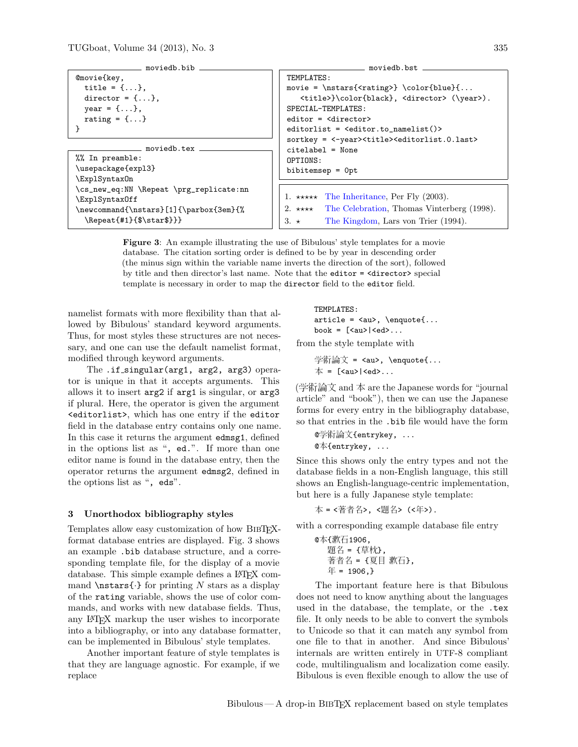moviedb.bib

```
@movie{key,
  title = {...},
  director = {...},
  year = {...},
  rating = {...}
}
```

moviedb.tex

```
%% In preamble:
\usepackage{expl3}
\ExplSyntaxOn
\cs_new_eq:NN \Repeat \prg_replicate:nn
\ExplSyntaxOff
\newcommand{\nstars}[1]{\parbox{3em}{%
  \Repeat{#1}{$\star$}}}
```

moviedb.bst

```
TEMPLATES:
movie = \nstars{<rating>} \color{blue}{...
   <title>}\color{black}, <director> (\year>).
SPECIAL-TEMPLATES:
editor = <director>
editorlist = <editor.to_namelist()>
sortkey = <-year><title><editorlist.0.last>
citelabel = None
OPTIONS:
bibitemsep = 0pt
```

1. ⋆⋆⋆⋆⋆ The Inheritance, Per Fly (2003).
2. ⋆⋆⋆⋆ The Celebration, Thomas Vinterberg (1998).
3. ⋆ The Kingdom, Lars von Trier (1994).

**Figure 3**: An example illustrating the use of Bibulous' style templates for a movie database. The citation sorting order is defined to be by year in descending order (the minus sign within the variable name inverts the direction of the sort), followed by title and then director's last name. Note that the `editor = <director>` special template is necessary in order to map the `director` field to the `editor` field.

namelist formats with more flexibility than that allowed by Bibulous' standard keyword arguments. Thus, for most styles these structures are not necessary, and one can use the default namelist format, modified through keyword arguments.

The `.if_singular(arg1, arg2, arg3)` operator is unique in that it accepts arguments. This allows it to insert `arg2` if `arg1` is singular, or `arg3` if plural. Here, the operator is given the argument `<editorlist>`, which has one entry if the `editor` field in the database entry contains only one name. In this case it returns the argument `edmsg1`, defined in the options list as "`, ed.`". If more than one editor name is found in the database entry, then the operator returns the argument `edmsg2`, defined in the options list as "`, eds`".

## 3 Unorthodox bibliography styles

Templates allow easy customization of how BibTeX-format database entries are displayed. Fig. 3 shows an example `.bib` database structure, and a corresponding template file, for the display of a movie database. This simple example defines a LaTeX command `\nstars{·}` for printing $N$ stars as a display of the `rating` variable, shows the use of color commands, and works with new database fields. Thus, any LaTeX markup the user wishes to incorporate into a bibliography, or into any database formatter, can be implemented in Bibulous' style templates.

Another important feature of style templates is that they are language agnostic. For example, if we replace

```
TEMPLATES:
article = <au>, \enquote{...
book = [<au>|<ed>...
```

from the style template with

```
学術論文 = <au>, \enquote{...
本 = [<au>|<ed>...
```

(学術論文 and 本 are the Japanese words for "journal article" and "book"), then we can use the Japanese forms for every entry in the bibliography database, so that entries in the `.bib` file would have the form

```
@学術論文{entrykey, ...
@本{entrykey, ...
```

Since this shows only the entry types and not the database fields in a non-English language, this still shows an English-language-centric implementation, but here is a fully Japanese style template:

```
本 = <著者名>, <題名> (<年>).
```

with a corresponding example database file entry

```
@本{漱石1906,
  題名 = {草枕},
  著者名 = {夏目 漱石},
  年 = 1906,}
```

The important feature here is that Bibulous does not need to know anything about the languages used in the database, the template, or the `.tex` file. It only needs to be able to convert the symbols to Unicode so that it can match any symbol from one file to that in another. And since Bibulous' internals are written entirely in UTF-8 compliant code, multilingualism and localization come easily. Bibulous is even flexible enough to allow the use of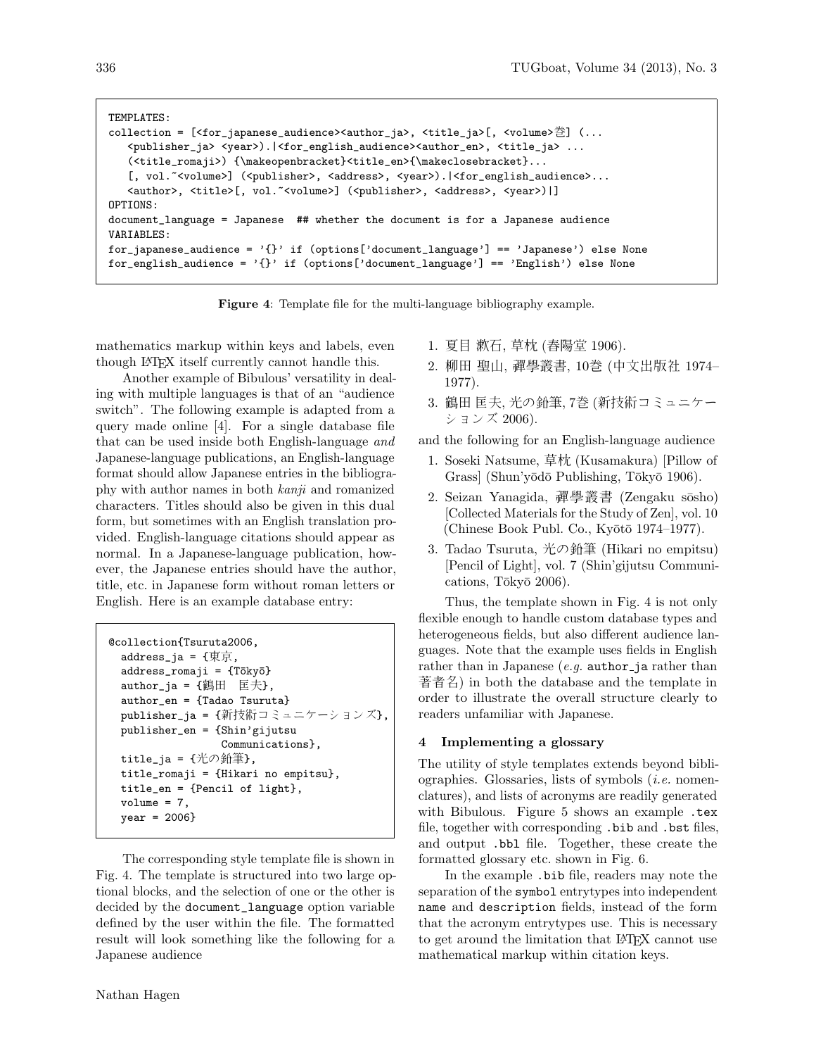```
TEMPLATES:
collection = [<for_japanese_audience><author_ja>, <title_ja>[, <volume>巻] (...
   <publisher_ja> <year>).|<for_english_audience><author_en>, <title_ja> ...
   (<title_romaji>) {\makeopenbracket}<title_en>{\makeclosebracket}...
   [, vol.~<volume>] (<publisher>, <address>, <year>).|<for_english_audience>...
   <author>, <title>[, vol.~<volume>] (<publisher>, <address>, <year>)|]
OPTIONS:
document_language = Japanese  ## whether the document is for a Japanese audience
VARIABLES:
for_japanese_audience = '{}' if (options['document_language'] == 'Japanese') else None
for_english_audience = '{}' if (options['document_language'] == 'English') else None
```

**Figure 4**: Template file for the multi-language bibliography example.

mathematics markup within keys and labels, even though LaTeX itself currently cannot handle this.

Another example of Bibulous' versatility in dealing with multiple languages is that of an "audience switch". The following example is adapted from a query made online [4]. For a single database file that can be used inside both English-language *and* Japanese-language publications, an English-language format should allow Japanese entries in the bibliography with author names in both *kanji* and romanized characters. Titles should also be given in this dual form, but sometimes with an English translation provided. English-language citations should appear as normal. In a Japanese-language publication, however, the Japanese entries should have the author, title, etc. in Japanese form without roman letters or English. Here is an example database entry:

```
@collection{Tsuruta2006,
  address_ja = {東京,
  address_romaji = {Tōkyō}
  author_ja = {鶴田　匡夫},
  author_en = {Tadao Tsuruta}
  publisher_ja = {新技術コミュニケーションズ},
  publisher_en = {Shin'gijutsu
                  Communications},
  title_ja = {光の鉛筆},
  title_romaji = {Hikari no empitsu},
  title_en = {Pencil of light},
  volume = 7,
  year = 2006}
```

The corresponding style template file is shown in Fig. 4. The template is structured into two large optional blocks, and the selection of one or the other is decided by the document_language option variable defined by the user within the file. The formatted result will look something like the following for a Japanese audience

1. 夏目 漱石, 草枕 (春陽堂 1906).
2. 柳田 聖山, 禪學叢書, 10巻 (中文出版社 1974–1977).
3. 鶴田 匡夫, 光の鉛筆, 7巻 (新技術コミュニケーションズ 2006).

and the following for an English-language audience

1. Soseki Natsume, 草枕 (Kusamakura) [Pillow of Grass] (Shun'yōdō Publishing, Tōkyō 1906).
2. Seizan Yanagida, 禪學叢書 (Zengaku sōsho) [Collected Materials for the Study of Zen], vol. 10 (Chinese Book Publ. Co., Kyōtō 1974–1977).
3. Tadao Tsuruta, 光の鉛筆 (Hikari no empitsu) [Pencil of Light], vol. 7 (Shin'gijutsu Communications, Tōkyō 2006).

Thus, the template shown in Fig. 4 is not only flexible enough to handle custom database types and heterogeneous fields, but also different audience languages. Note that the example uses fields in English rather than in Japanese (*e.g.* author_ja rather than 著者名) in both the database and the template in order to illustrate the overall structure clearly to readers unfamiliar with Japanese.

## 4 Implementing a glossary

The utility of style templates extends beyond bibliographies. Glossaries, lists of symbols (*i.e.* nomenclatures), and lists of acronyms are readily generated with Bibulous. Figure 5 shows an example .tex file, together with corresponding .bib and .bst files, and output .bbl file. Together, these create the formatted glossary etc. shown in Fig. 6.

In the example .bib file, readers may note the separation of the symbol entrytypes into independent name and description fields, instead of the form that the acronym entrytypes use. This is necessary to get around the limitation that LaTeX cannot use mathematical markup within citation keys.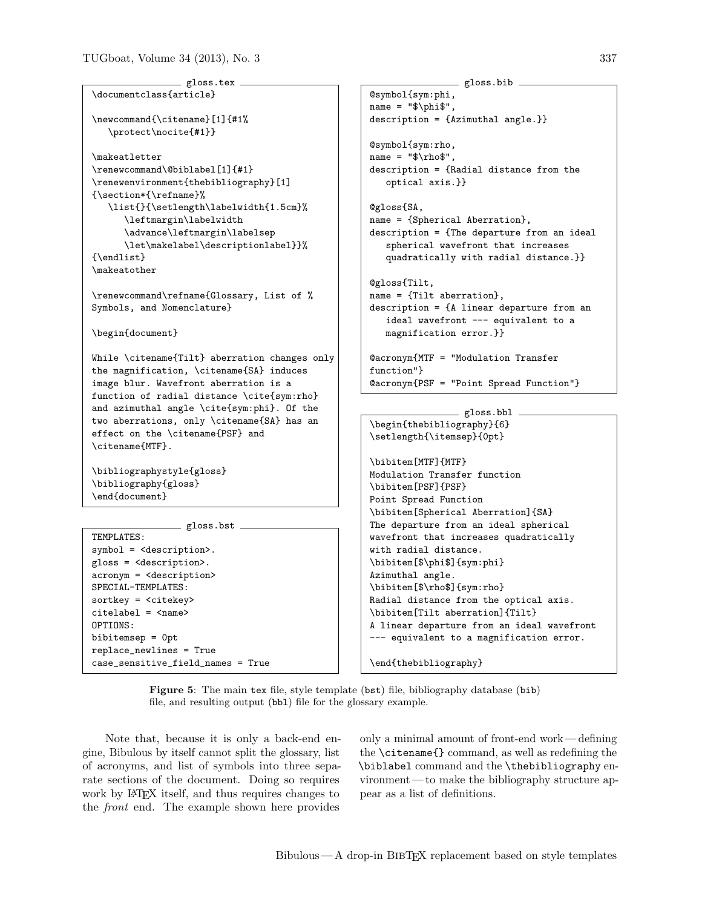gloss.tex

```
\documentclass{article}

\newcommand{\citename}[1]{#1%
   \protect\nocite{#1}}

\makeatletter
\renewcommand\@biblabel[1]{#1}
\renewenvironment{thebibliography}[1]
{\section*{\refname}%
   \list{}{\setlength\labelwidth{1.5cm}%
      \leftmargin\labelwidth
      \advance\leftmargin\labelsep
      \let\makelabel\descriptionlabel}}%
{\endlist}
\makeatother

\renewcommand\refname{Glossary, List of %
Symbols, and Nomenclature}

\begin{document}

While \citename{Tilt} aberration changes only
the magnification, \citename{SA} induces
image blur. Wavefront aberration is a
function of radial distance \cite{sym:rho}
and azimuthal angle \cite{sym:phi}. Of the
two aberrations, only \citename{SA} has an
effect on the \citename{PSF} and
\citename{MTF}.

\bibliographystyle{gloss}
\bibliography{gloss}
\end{document}
```

gloss.bst

```
TEMPLATES:
symbol = <description>.
gloss = <description>.
acronym = <description>
SPECIAL-TEMPLATES:
sortkey = <citekey>
citelabel = <name>
OPTIONS:
bibitemsep = 0pt
replace_newlines = True
case_sensitive_field_names = True
```

gloss.bib

```
@symbol{sym:phi,
name = "$\phi$",
description = {Azimuthal angle.}}

@symbol{sym:rho,
name = "$\rho$",
description = {Radial distance from the
   optical axis.}}

@gloss{SA,
name = {Spherical Aberration},
description = {The departure from an ideal
   spherical wavefront that increases
   quadratically with radial distance.}}

@gloss{Tilt,
name = {Tilt aberration},
description = {A linear departure from an
   ideal wavefront --- equivalent to a
   magnification error.}}

@acronym{MTF = "Modulation Transfer
function"}
@acronym{PSF = "Point Spread Function"}
```

gloss.bbl

```
\begin{thebibliography}{6}
\setlength{\itemsep}{0pt}

\bibitem[MTF]{MTF}
Modulation Transfer function
\bibitem[PSF]{PSF}
Point Spread Function
\bibitem[Spherical Aberration]{SA}
The departure from an ideal spherical
wavefront that increases quadratically
with radial distance.
\bibitem[$\phi$]{sym:phi}
Azimuthal angle.
\bibitem[$\rho$]{sym:rho}
Radial distance from the optical axis.
\bibitem[Tilt aberration]{Tilt}
A linear departure from an ideal wavefront
--- equivalent to a magnification error.

\end{thebibliography}
```

**Figure 5**: The main `tex` file, style template (`bst`) file, bibliography database (`bib`) file, and resulting output (`bbl`) file for the glossary example.

Note that, because it is only a back-end engine, Bibulous by itself cannot split the glossary, list of acronyms, and list of symbols into three separate sections of the document. Doing so requires work by LaTeX itself, and thus requires changes to the *front* end. The example shown here provides only a minimal amount of front-end work — defining the `\citename{}` command, as well as redefining the `\biblabel` command and the `\thebibliography` environment — to make the bibliography structure appear as a list of definitions.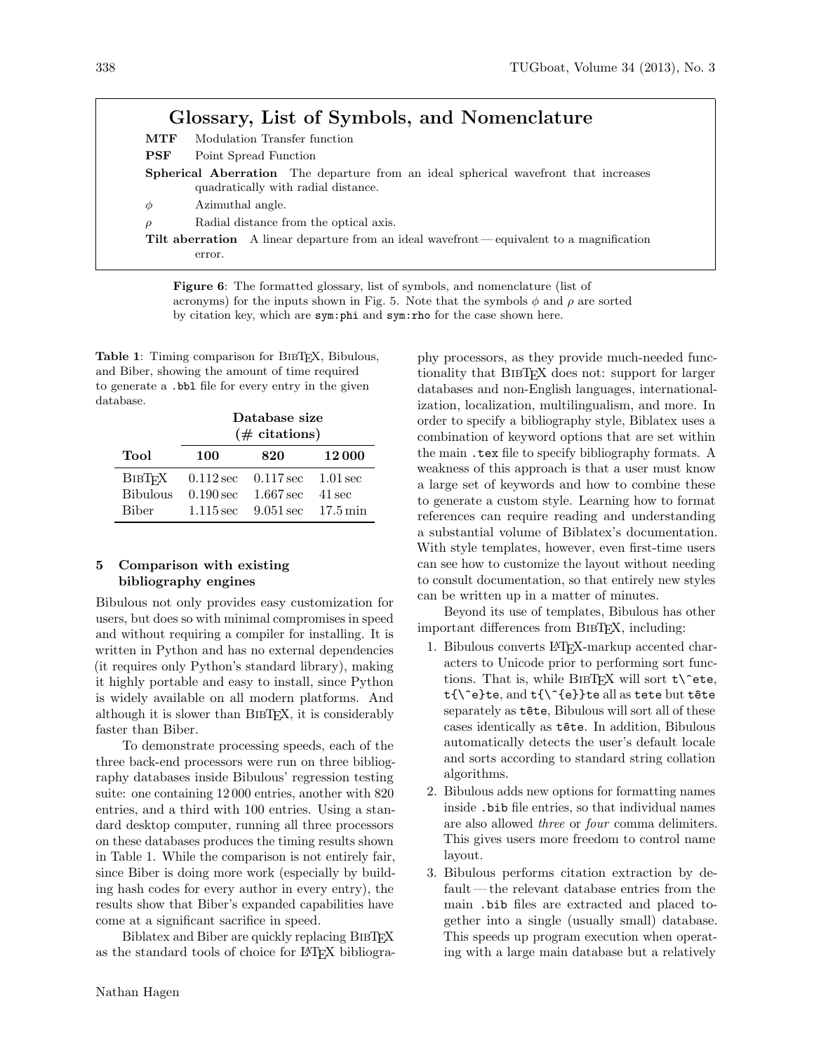## Glossary, List of Symbols, and Nomenclature

**MTF** Modulation Transfer function

**PSF** Point Spread Function

**Spherical Aberration** The departure from an ideal spherical wavefront that increases quadratically with radial distance.

$\phi$ Azimuthal angle.

$\rho$ Radial distance from the optical axis.

**Tilt aberration** A linear departure from an ideal wavefront — equivalent to a magnification error.

**Figure 6**: The formatted glossary, list of symbols, and nomenclature (list of acronyms) for the inputs shown in Fig. 5. Note that the symbols $\phi$ and $\rho$ are sorted by citation key, which are `sym:phi` and `sym:rho` for the case shown here.

**Table 1**: Timing comparison for BibTeX, Bibulous, and Biber, showing the amount of time required to generate a `.bbl` file for every entry in the given database.

| | **Database size (# citations)** | | |
|---|---|---|---|
| **Tool** | **100** | **820** | **12 000** |
| BibTeX | 0.112 sec | 0.117 sec | 1.01 sec |
| Bibulous | 0.190 sec | 1.667 sec | 41 sec |
| Biber | 1.115 sec | 9.051 sec | 17.5 min |

### 5 Comparison with existing bibliography engines

Bibulous not only provides easy customization for users, but does so with minimal compromises in speed and without requiring a compiler for installing. It is written in Python and has no external dependencies (it requires only Python's standard library), making it highly portable and easy to install, since Python is widely available on all modern platforms. And although it is slower than BibTeX, it is considerably faster than Biber.

To demonstrate processing speeds, each of the three back-end processors were run on three bibliography databases inside Bibulous' regression testing suite: one containing 12 000 entries, another with 820 entries, and a third with 100 entries. Using a standard desktop computer, running all three processors on these databases produces the timing results shown in Table 1. While the comparison is not entirely fair, since Biber is doing more work (especially by building hash codes for every author in every entry), the results show that Biber's expanded capabilities have come at a significant sacrifice in speed.

Biblatex and Biber are quickly replacing BibTeX as the standard tools of choice for LaTeX bibliography processors, as they provide much-needed functionality that BibTeX does not: support for larger databases and non-English languages, internationalization, localization, multilingualism, and more. In order to specify a bibliography style, Biblatex uses a combination of keyword options that are set within the main `.tex` file to specify bibliography formats. A weakness of this approach is that a user must know a large set of keywords and how to combine these to generate a custom style. Learning how to format references can require reading and understanding a substantial volume of Biblatex's documentation. With style templates, however, even first-time users can see how to customize the layout without needing to consult documentation, so that entirely new styles can be written up in a matter of minutes.

Beyond its use of templates, Bibulous has other important differences from BibTeX, including:

1. Bibulous converts LaTeX-markup accented characters to Unicode prior to performing sort functions. That is, while BibTeX will sort `t\^ete`, `t{\^e}te`, and `t{\^{e}}te` all as `tete` but `tête` separately as `tête`, Bibulous will sort all of these cases identically as `tête`. In addition, Bibulous automatically detects the user's default locale and sorts according to standard string collation algorithms.
2. Bibulous adds new options for formatting names inside `.bib` file entries, so that individual names are also allowed *three* or *four* comma delimiters. This gives users more freedom to control name layout.
3. Bibulous performs citation extraction by default — the relevant database entries from the main `.bib` files are extracted and placed together into a single (usually small) database. This speeds up program execution when operating with a large main database but a relatively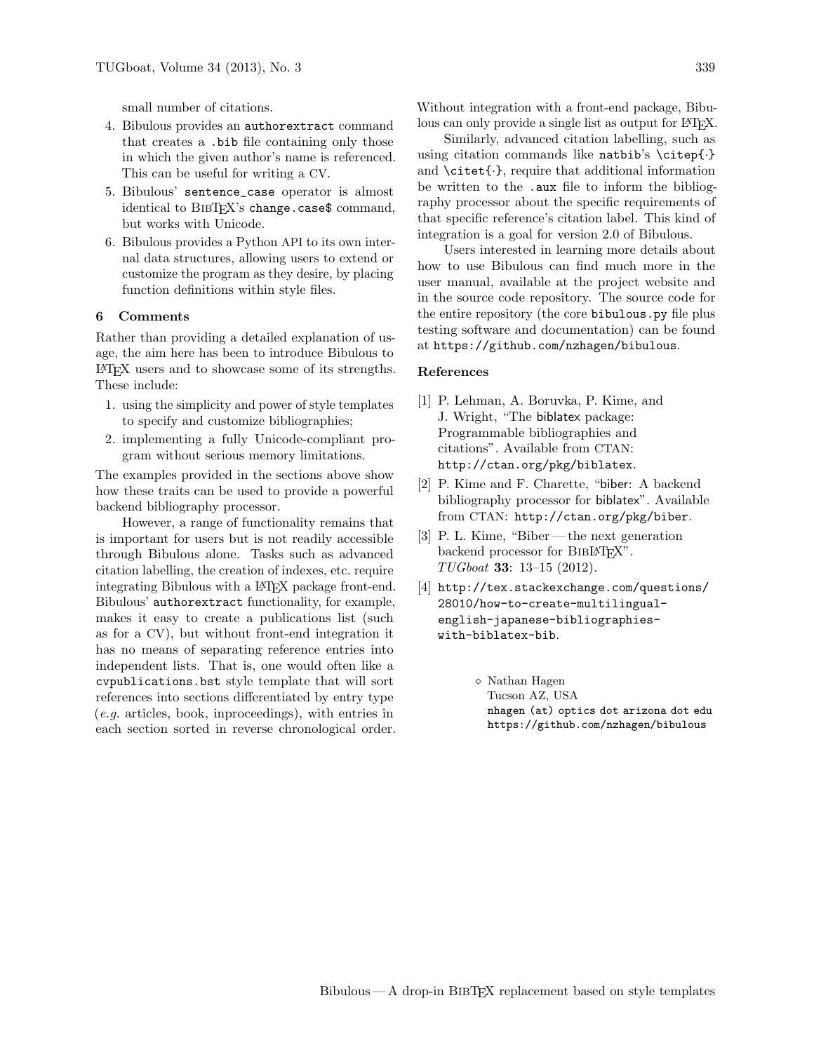small number of citations.

4. Bibulous provides an `authorextract` command that creates a `.bib` file containing only those in which the given author's name is referenced. This can be useful for writing a CV.
5. Bibulous' `sentence_case` operator is almost identical to BibTeX's `change.case$` command, but works with Unicode.
6. Bibulous provides a Python API to its own internal data structures, allowing users to extend or customize the program as they desire, by placing function definitions within style files.

## 6 Comments

Rather than providing a detailed explanation of usage, the aim here has been to introduce Bibulous to LaTeX users and to showcase some of its strengths. These include:

1. using the simplicity and power of style templates to specify and customize bibliographies;
2. implementing a fully Unicode-compliant program without serious memory limitations.

The examples provided in the sections above show how these traits can be used to provide a powerful backend bibliography processor.

However, a range of functionality remains that is important for users but is not readily accessible through Bibulous alone. Tasks such as advanced citation labelling, the creation of indexes, etc. require integrating Bibulous with a LaTeX package front-end. Bibulous' `authorextract` functionality, for example, makes it easy to create a publications list (such as for a CV), but without front-end integration it has no means of separating reference entries into independent lists. That is, one would often like a `cvpublications.bst` style template that will sort references into sections differentiated by entry type (*e.g.* articles, book, inproceedings), with entries in each section sorted in reverse chronological order. Without integration with a front-end package, Bibulous can only provide a single list as output for LaTeX.

Similarly, advanced citation labelling, such as using citation commands like `natbib`'s `\citep{·}` and `\citet{·}`, require that additional information be written to the `.aux` file to inform the bibliography processor about the specific requirements of that specific reference's citation label. This kind of integration is a goal for version 2.0 of Bibulous.

Users interested in learning more details about how to use Bibulous can find much more in the user manual, available at the project website and in the source code repository. The source code for the entire repository (the core `bibulous.py` file plus testing software and documentation) can be found at `https://github.com/nzhagen/bibulous`.

### References

[1] P. Lehman, A. Boruvka, P. Kime, and J. Wright, "The biblatex package: Programmable bibliographies and citations". Available from CTAN: `http://ctan.org/pkg/biblatex`.

[2] P. Kime and F. Charette, "biber: A backend bibliography processor for biblatex". Available from CTAN: `http://ctan.org/pkg/biber`.

[3] P. L. Kime, "Biber — the next generation backend processor for BibLaTeX". *TUGboat* **33**: 13–15 (2012).

[4] `http://tex.stackexchange.com/questions/28010/how-to-create-multilingual-english-japanese-bibliographies-with-biblatex-bib`.

⋄ Nathan Hagen
Tucson AZ, USA
`nhagen (at) optics dot arizona dot edu`
`https://github.com/nzhagen/bibulous`